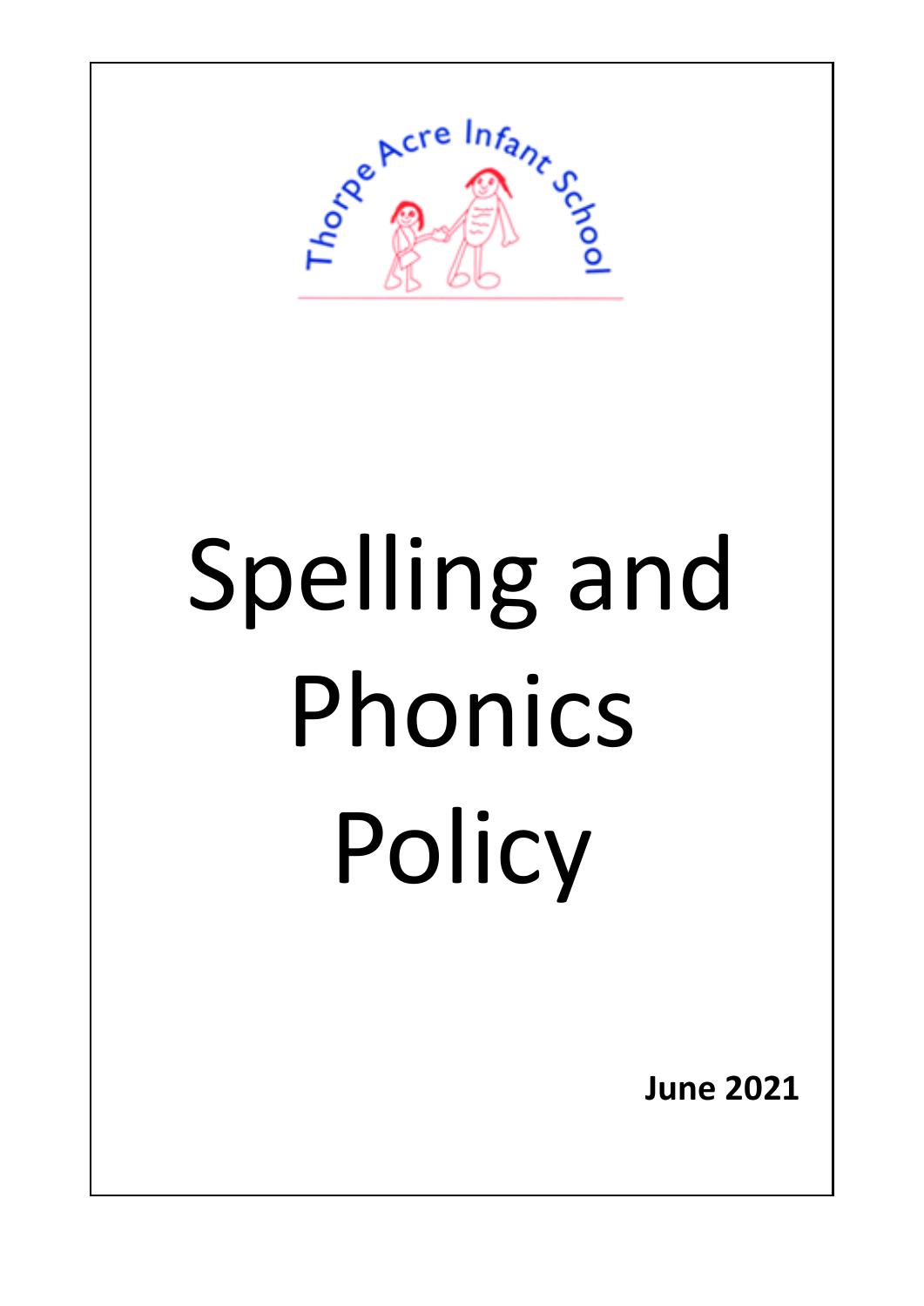Thorpe Acre Infant School

# Spelling and Phonics Policy

**June 2021**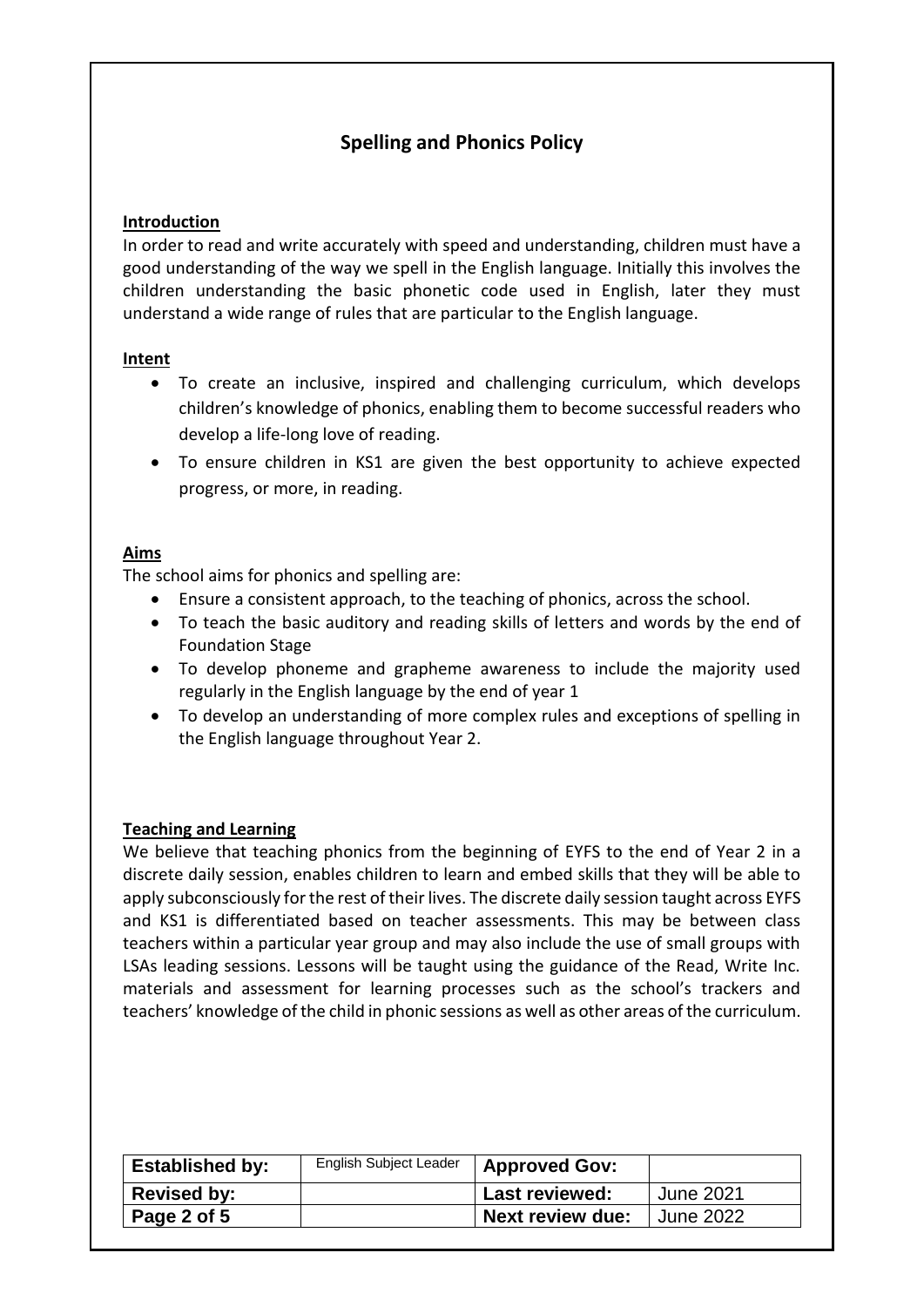# Spelling and Phonics Policy

## Introduction

In order to read and write accurately with speed and understanding, children must have a good understanding of the way we spell in the English language. Initially this involves the children understanding the basic phonetic code used in English, later they must understand a wide range of rules that are particular to the English language.

## Intent

- To create an inclusive, inspired and challenging curriculum, which develops children's knowledge of phonics, enabling them to become successful readers who develop a life-long love of reading.
- To ensure children in KS1 are given the best opportunity to achieve expected progress, or more, in reading.

## Aims

The school aims for phonics and spelling are:

- Ensure a consistent approach, to the teaching of phonics, across the school.
- To teach the basic auditory and reading skills of letters and words by the end of Foundation Stage
- To develop phoneme and grapheme awareness to include the majority used regularly in the English language by the end of year 1
- To develop an understanding of more complex rules and exceptions of spelling in the English language throughout Year 2.

## Teaching and Learning

We believe that teaching phonics from the beginning of EYFS to the end of Year 2 in a discrete daily session, enables children to learn and embed skills that they will be able to apply subconsciously for the rest of their lives. The discrete daily session taught across EYFS and KS1 is differentiated based on teacher assessments. This may be between class teachers within a particular year group and may also include the use of small groups with LSAs leading sessions. Lessons will be taught using the guidance of the Read, Write Inc. materials and assessment for learning processes such as the school's trackers and teachers' knowledge of the child in phonic sessions as well as other areas of the curriculum.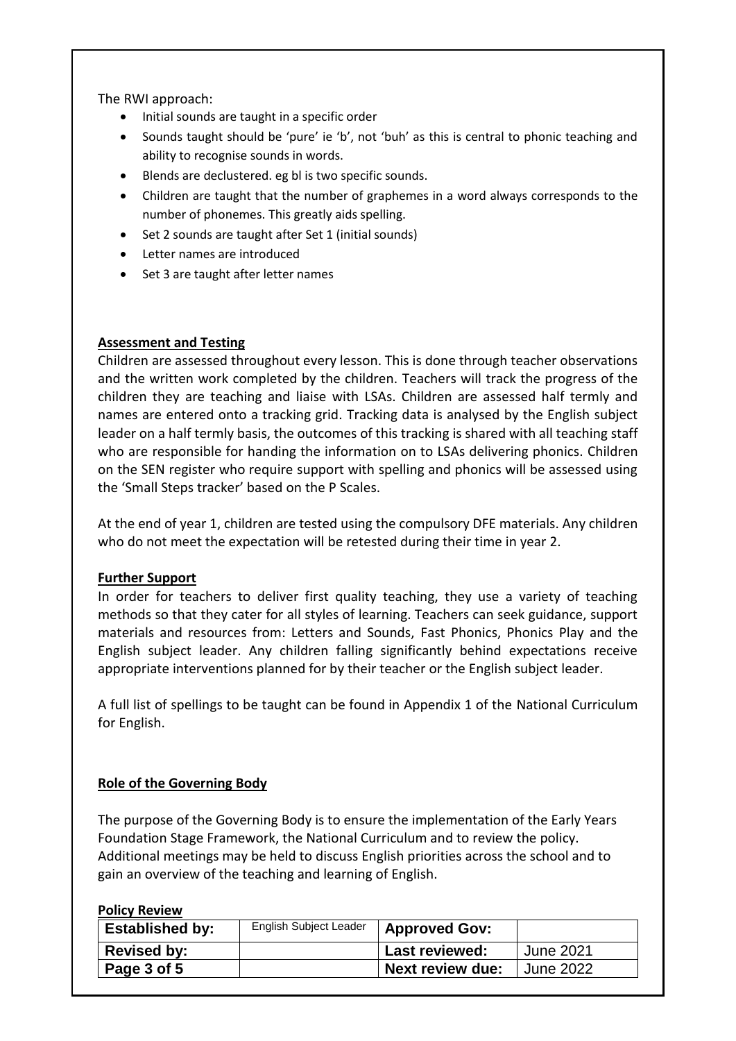The RWI approach:

- Initial sounds are taught in a specific order
- Sounds taught should be 'pure' ie 'b', not 'buh' as this is central to phonic teaching and ability to recognise sounds in words.
- Blends are declustered. eg bl is two specific sounds.
- Children are taught that the number of graphemes in a word always corresponds to the number of phonemes. This greatly aids spelling.
- Set 2 sounds are taught after Set 1 (initial sounds)
- Letter names are introduced
- Set 3 are taught after letter names

**Assessment and Testing**

Children are assessed throughout every lesson. This is done through teacher observations and the written work completed by the children. Teachers will track the progress of the children they are teaching and liaise with LSAs. Children are assessed half termly and names are entered onto a tracking grid. Tracking data is analysed by the English subject leader on a half termly basis, the outcomes of this tracking is shared with all teaching staff who are responsible for handing the information on to LSAs delivering phonics. Children on the SEN register who require support with spelling and phonics will be assessed using the 'Small Steps tracker' based on the P Scales.

At the end of year 1, children are tested using the compulsory DFE materials. Any children who do not meet the expectation will be retested during their time in year 2.

**Further Support**

In order for teachers to deliver first quality teaching, they use a variety of teaching methods so that they cater for all styles of learning. Teachers can seek guidance, support materials and resources from: Letters and Sounds, Fast Phonics, Phonics Play and the English subject leader. Any children falling significantly behind expectations receive appropriate interventions planned for by their teacher or the English subject leader.

A full list of spellings to be taught can be found in Appendix 1 of the National Curriculum for English.

**Role of the Governing Body**

The purpose of the Governing Body is to ensure the implementation of the Early Years Foundation Stage Framework, the National Curriculum and to review the policy. Additional meetings may be held to discuss English priorities across the school and to gain an overview of the teaching and learning of English.

**Policy Review**

| **Established by:** | English Subject Leader | **Approved Gov:** | |
|---|---|---|---|
| **Revised by:** | | **Last reviewed:** | June 2021 |
| **Page 3 of 5** | | **Next review due:** | June 2022 |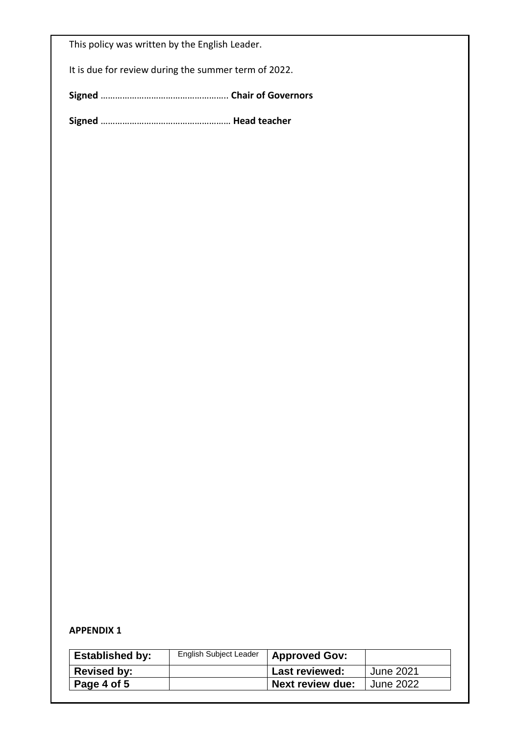This policy was written by the English Leader.

It is due for review during the summer term of 2022.

**Signed** ……………………………………………. **Chair of Governors**

**Signed** ……………………………………………… **Head teacher**

**APPENDIX 1**

| **Established by:** | English Subject Leader | **Approved Gov:** | |
|---|---|---|---|
| **Revised by:** | | **Last reviewed:** | June 2021 |
| **Page 4 of 5** | | **Next review due:** | June 2022 |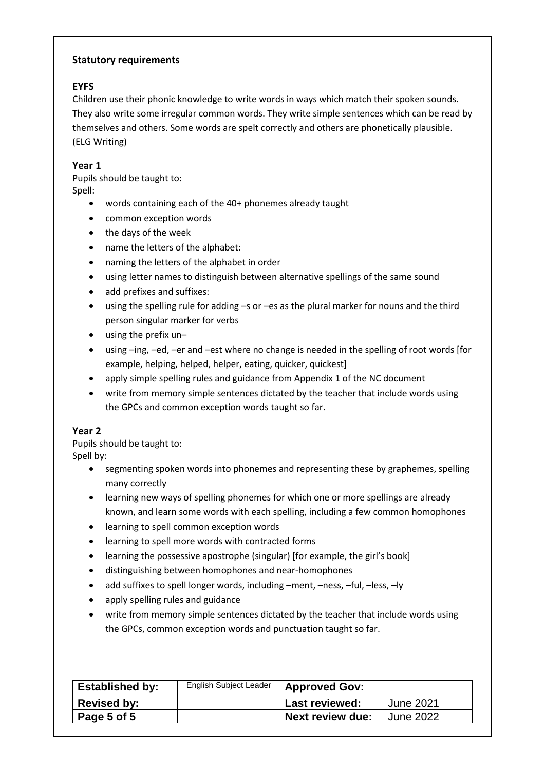**Statistory requirements**

**Statutory requirements**

**EYFS**

Children use their phonic knowledge to write words in ways which match their spoken sounds. They also write some irregular common words. They write simple sentences which can be read by themselves and others. Some words are spelt correctly and others are phonetically plausible. (ELG Writing)

**Year 1**

Pupils should be taught to:
Spell:

- words containing each of the 40+ phonemes already taught
- common exception words
- the days of the week
- name the letters of the alphabet:
- naming the letters of the alphabet in order
- using letter names to distinguish between alternative spellings of the same sound
- add prefixes and suffixes:
- using the spelling rule for adding –s or –es as the plural marker for nouns and the third person singular marker for verbs
- using the prefix un–
- using –ing, –ed, –er and –est where no change is needed in the spelling of root words [for example, helping, helped, helper, eating, quicker, quickest]
- apply simple spelling rules and guidance from Appendix 1 of the NC document
- write from memory simple sentences dictated by the teacher that include words using the GPCs and common exception words taught so far.

**Year 2**

Pupils should be taught to:
Spell by:

- segmenting spoken words into phonemes and representing these by graphemes, spelling many correctly
- learning new ways of spelling phonemes for which one or more spellings are already known, and learn some words with each spelling, including a few common homophones
- learning to spell common exception words
- learning to spell more words with contracted forms
- learning the possessive apostrophe (singular) [for example, the girl's book]
- distinguishing between homophones and near-homophones
- add suffixes to spell longer words, including –ment, –ness, –ful, –less, –ly
- apply spelling rules and guidance
- write from memory simple sentences dictated by the teacher that include words using the GPCs, common exception words and punctuation taught so far.

| | | | |
|---|---|---|---|
| **Established by:** | English Subject Leader | **Approved Gov:** | |
| **Revised by:** | | **Last reviewed:** | June 2021 |
| **Page 5 of 5** | | **Next review due:** | June 2022 |